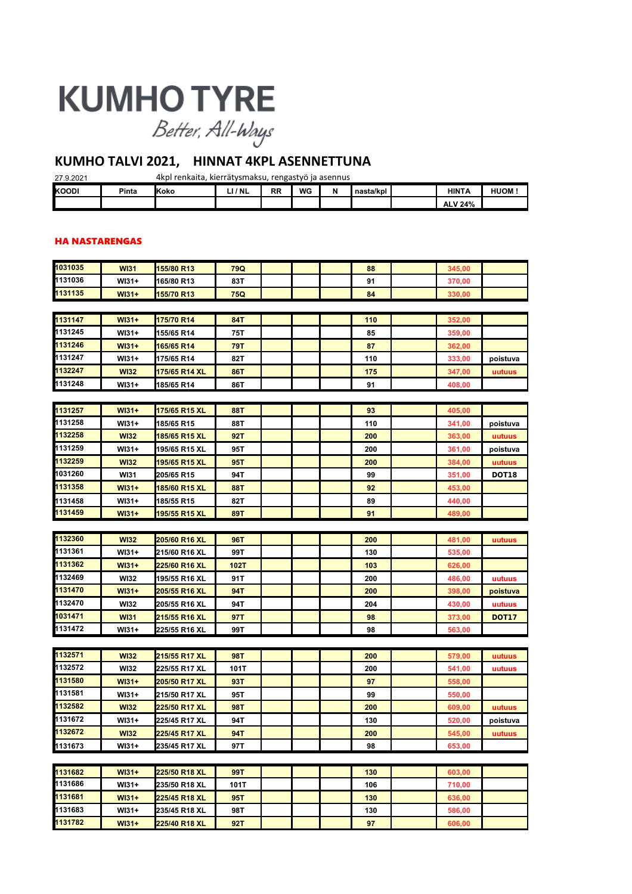# KUMHO TYRE

*Better, All-Ways*

## KUMHO TALVI 2021, HINNAT 4KPL ASENNETTUNA

27.9.2021 — 4kpl renkaita, kierrätysmaksu, rengastyö ja asennus

| KOODI | Pinta | Koko | LI / NL | RR | WG | N | nasta/kpl | | HINTA ALV 24% | HUOM ! |
|---|---|---|---|---|---|---|---|---|---|---|

### HA NASTARENGAS

| KOODI | Pinta | Koko | LI / NL | RR | WG | N | nasta/kpl | | HINTA ALV 24% | HUOM ! |
|---|---|---|---|---|---|---|---|---|---|---|
| 1031035 | WI31 | 155/80 R13 | 79Q | | | | 88 | | 345,00 | |
| 1131036 | WI31+ | 165/80 R13 | 83T | | | | 91 | | 370,00 | |
| 1131135 | WI31+ | 155/70 R13 | 75Q | | | | 84 | | 330,00 | |
| 1131147 | WI31+ | 175/70 R14 | 84T | | | | 110 | | 352,00 | |
| 1131245 | WI31+ | 155/65 R14 | 75T | | | | 85 | | 359,00 | |
| 1131246 | WI31+ | 165/65 R14 | 79T | | | | 87 | | 362,00 | |
| 1131247 | WI31+ | 175/65 R14 | 82T | | | | 110 | | 333,00 | poistuva |
| 1132247 | WI32 | 175/65 R14 XL | 86T | | | | 175 | | 347,00 | uutuus |
| 1131248 | WI31+ | 185/65 R14 | 86T | | | | 91 | | 408,00 | |
| 1131257 | WI31+ | 175/65 R15 XL | 88T | | | | 93 | | 405,00 | |
| 1131258 | WI31+ | 185/65 R15 | 88T | | | | 110 | | 341,00 | poistuva |
| 1132258 | WI32 | 185/65 R15 XL | 92T | | | | 200 | | 363,00 | uutuus |
| 1131259 | WI31+ | 195/65 R15 XL | 95T | | | | 200 | | 361,00 | poistuva |
| 1132259 | WI32 | 195/65 R15 XL | 95T | | | | 200 | | 384,00 | uutuus |
| 1031260 | WI31 | 205/65 R15 | 94T | | | | 99 | | 351,00 | DOT18 |
| 1131358 | WI31+ | 185/60 R15 XL | 88T | | | | 92 | | 453,00 | |
| 1131458 | WI31+ | 185/55 R15 | 82T | | | | 89 | | 440,00 | |
| 1131459 | WI31+ | 195/55 R15 XL | 89T | | | | 91 | | 489,00 | |
| 1132360 | WI32 | 205/60 R16 XL | 96T | | | | 200 | | 481,00 | uutuus |
| 1131361 | WI31+ | 215/60 R16 XL | 99T | | | | 130 | | 535,00 | |
| 1131362 | WI31+ | 225/60 R16 XL | 102T | | | | 103 | | 626,00 | |
| 1132469 | WI32 | 195/55 R16 XL | 91T | | | | 200 | | 486,00 | uutuus |
| 1131470 | WI31+ | 205/55 R16 XL | 94T | | | | 200 | | 398,00 | poistuva |
| 1132470 | WI32 | 205/55 R16 XL | 94T | | | | 204 | | 430,00 | uutuus |
| 1031471 | WI31 | 215/55 R16 XL | 97T | | | | 98 | | 373,00 | DOT17 |
| 1131472 | WI31+ | 225/55 R16 XL | 99T | | | | 98 | | 563,00 | |
| 1132571 | WI32 | 215/55 R17 XL | 98T | | | | 200 | | 579,00 | uutuus |
| 1132572 | WI32 | 225/55 R17 XL | 101T | | | | 200 | | 541,00 | uutuus |
| 1131580 | WI31+ | 205/50 R17 XL | 93T | | | | 97 | | 558,00 | |
| 1131581 | WI31+ | 215/50 R17 XL | 95T | | | | 99 | | 550,00 | |
| 1132582 | WI32 | 225/50 R17 XL | 98T | | | | 200 | | 609,00 | uutuus |
| 1131672 | WI31+ | 225/45 R17 XL | 94T | | | | 130 | | 520,00 | poistuva |
| 1132672 | WI32 | 225/45 R17 XL | 94T | | | | 200 | | 545,00 | uutuus |
| 1131673 | WI31+ | 235/45 R17 XL | 97T | | | | 98 | | 653,00 | |
| 1131682 | WI31+ | 225/50 R18 XL | 99T | | | | 130 | | 603,00 | |
| 1131686 | WI31+ | 235/50 R18 XL | 101T | | | | 106 | | 710,00 | |
| 1131681 | WI31+ | 225/45 R18 XL | 95T | | | | 130 | | 636,00 | |
| 1131683 | WI31+ | 235/45 R18 XL | 98T | | | | 130 | | 586,00 | |
| 1131782 | WI31+ | 225/40 R18 XL | 92T | | | | 97 | | 606,00 | |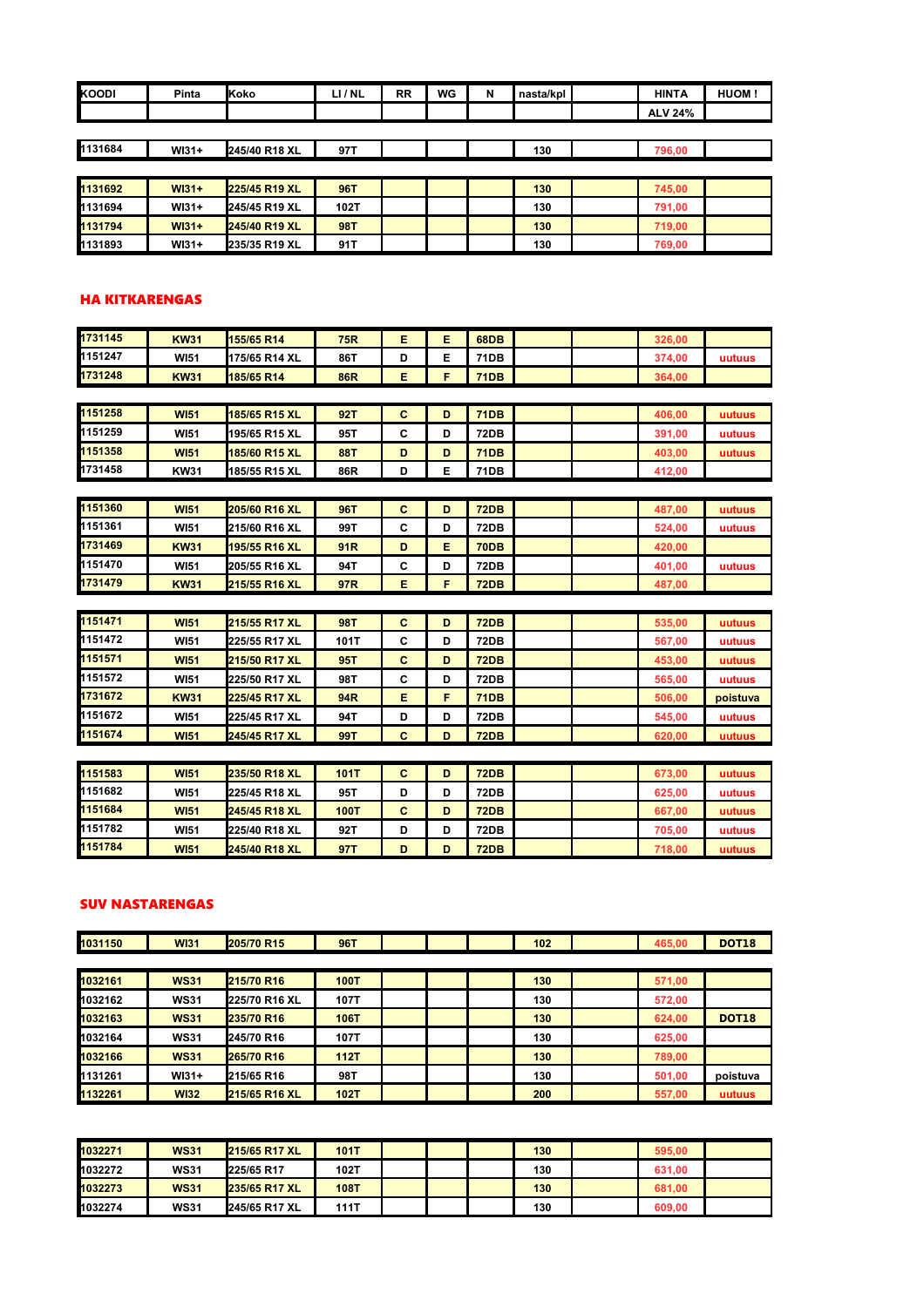| KOODI | Pinta | Koko | LI / NL | RR | WG | N | nasta/kpl | | HINTA | HUOM ! |
|---|---|---|---|---|---|---|---|---|---|---|
| | | | | | | | | | ALV 24% | |
| 1131684 | WI31+ | 245/40 R18 XL | 97T | | | | 130 | | 796,00 | |
| 1131692 | WI31+ | 225/45 R19 XL | 96T | | | | 130 | | 745,00 | |
| 1131694 | WI31+ | 245/45 R19 XL | 102T | | | | 130 | | 791,00 | |
| 1131794 | WI31+ | 245/40 R19 XL | 98T | | | | 130 | | 719,00 | |
| 1131893 | WI31+ | 235/35 R19 XL | 91T | | | | 130 | | 769,00 | |

## HA KITKARENGAS

| KOODI | Pinta | Koko | LI / NL | RR | WG | N | nasta/kpl | | HINTA | HUOM ! |
|---|---|---|---|---|---|---|---|---|---|---|
| 1731145 | KW31 | 155/65 R14 | 75R | E | E | 68DB | | | 326,00 | |
| 1151247 | WI51 | 175/65 R14 XL | 86T | D | E | 71DB | | | 374,00 | uutuus |
| 1731248 | KW31 | 185/65 R14 | 86R | E | F | 71DB | | | 364,00 | |
| 1151258 | WI51 | 185/65 R15 XL | 92T | C | D | 71DB | | | 406,00 | uutuus |
| 1151259 | WI51 | 195/65 R15 XL | 95T | C | D | 72DB | | | 391,00 | uutuus |
| 1151358 | WI51 | 185/60 R15 XL | 88T | D | D | 71DB | | | 403,00 | uutuus |
| 1731458 | KW31 | 185/55 R15 XL | 86R | D | E | 71DB | | | 412,00 | |
| 1151360 | WI51 | 205/60 R16 XL | 96T | C | D | 72DB | | | 487,00 | uutuus |
| 1151361 | WI51 | 215/60 R16 XL | 99T | C | D | 72DB | | | 524,00 | uutuus |
| 1731469 | KW31 | 195/55 R16 XL | 91R | D | E | 70DB | | | 420,00 | |
| 1151470 | WI51 | 205/55 R16 XL | 94T | C | D | 72DB | | | 401,00 | uutuus |
| 1731479 | KW31 | 215/55 R16 XL | 97R | E | F | 72DB | | | 487,00 | |
| 1151471 | WI51 | 215/55 R17 XL | 98T | C | D | 72DB | | | 535,00 | uutuus |
| 1151472 | WI51 | 225/55 R17 XL | 101T | C | D | 72DB | | | 567,00 | uutuus |
| 1151571 | WI51 | 215/50 R17 XL | 95T | C | D | 72DB | | | 453,00 | uutuus |
| 1151572 | WI51 | 225/50 R17 XL | 98T | C | D | 72DB | | | 565,00 | uutuus |
| 1731672 | KW31 | 225/45 R17 XL | 94R | E | F | 71DB | | | 506,00 | poistuva |
| 1151672 | WI51 | 225/45 R17 XL | 94T | D | D | 72DB | | | 545,00 | uutuus |
| 1151674 | WI51 | 245/45 R17 XL | 99T | C | D | 72DB | | | 620,00 | uutuus |
| 1151583 | WI51 | 235/50 R18 XL | 101T | C | D | 72DB | | | 673,00 | uutuus |
| 1151682 | WI51 | 225/45 R18 XL | 95T | D | D | 72DB | | | 625,00 | uutuus |
| 1151684 | WI51 | 245/45 R18 XL | 100T | C | D | 72DB | | | 667,00 | uutuus |
| 1151782 | WI51 | 225/40 R18 XL | 92T | D | D | 72DB | | | 705,00 | uutuus |
| 1151784 | WI51 | 245/40 R18 XL | 97T | D | D | 72DB | | | 718,00 | uutuus |

## SUV NASTARENGAS

| KOODI | Pinta | Koko | LI / NL | RR | WG | N | nasta/kpl | | HINTA | HUOM ! |
|---|---|---|---|---|---|---|---|---|---|---|
| 1031150 | WI31 | 205/70 R15 | 96T | | | | 102 | | 465,00 | DOT18 |
| 1032161 | WS31 | 215/70 R16 | 100T | | | | 130 | | 571,00 | |
| 1032162 | WS31 | 225/70 R16 XL | 107T | | | | 130 | | 572,00 | |
| 1032163 | WS31 | 235/70 R16 | 106T | | | | 130 | | 624,00 | DOT18 |
| 1032164 | WS31 | 245/70 R16 | 107T | | | | 130 | | 625,00 | |
| 1032166 | WS31 | 265/70 R16 | 112T | | | | 130 | | 789,00 | |
| 1131261 | WI31+ | 215/65 R16 | 98T | | | | 130 | | 501,00 | poistuva |
| 1132261 | WI32 | 215/65 R16 XL | 102T | | | | 200 | | 557,00 | uutuus |
| 1032271 | WS31 | 215/65 R17 XL | 101T | | | | 130 | | 595,00 | |
| 1032272 | WS31 | 225/65 R17 | 102T | | | | 130 | | 631,00 | |
| 1032273 | WS31 | 235/65 R17 XL | 108T | | | | 130 | | 681,00 | |
| 1032274 | WS31 | 245/65 R17 XL | 111T | | | | 130 | | 609,00 | |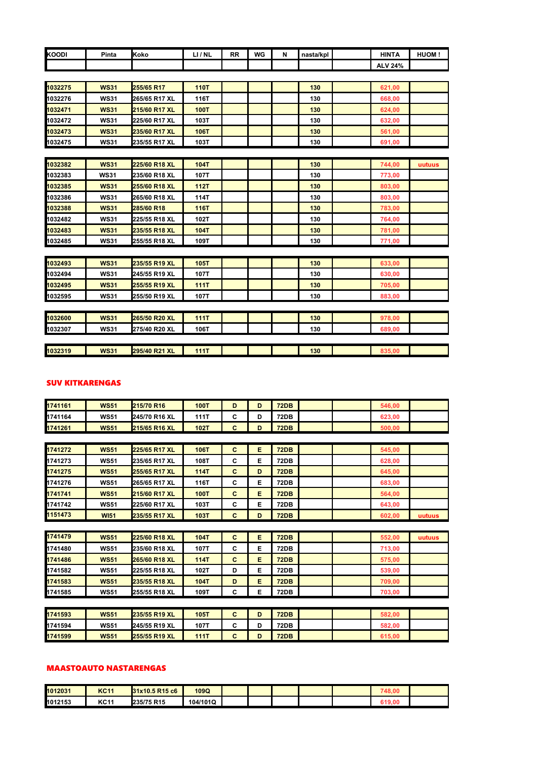| KOODI | Pinta | Koko | LI / NL | RR | WG | N | nasta/kpl | | HINTA | HUOM ! |
|---|---|---|---|---|---|---|---|---|---|---|
| | | | | | | | | | ALV 24% | |
| 1032275 | WS31 | 255/65 R17 | 110T | | | | 130 | | 621,00 | |
| 1032276 | WS31 | 265/65 R17 XL | 116T | | | | 130 | | 668,00 | |
| 1032471 | WS31 | 215/60 R17 XL | 100T | | | | 130 | | 624,00 | |
| 1032472 | WS31 | 225/60 R17 XL | 103T | | | | 130 | | 632,00 | |
| 1032473 | WS31 | 235/60 R17 XL | 106T | | | | 130 | | 561,00 | |
| 1032475 | WS31 | 235/55 R17 XL | 103T | | | | 130 | | 691,00 | |
| 1032382 | WS31 | 225/60 R18 XL | 104T | | | | 130 | | 744,00 | uutuus |
| 1032383 | WS31 | 235/60 R18 XL | 107T | | | | 130 | | 773,00 | |
| 1032385 | WS31 | 255/60 R18 XL | 112T | | | | 130 | | 803,00 | |
| 1032386 | WS31 | 265/60 R18 XL | 114T | | | | 130 | | 803,00 | |
| 1032388 | WS31 | 285/60 R18 | 116T | | | | 130 | | 783,00 | |
| 1032482 | WS31 | 225/55 R18 XL | 102T | | | | 130 | | 764,00 | |
| 1032483 | WS31 | 235/55 R18 XL | 104T | | | | 130 | | 781,00 | |
| 1032485 | WS31 | 255/55 R18 XL | 109T | | | | 130 | | 771,00 | |
| 1032493 | WS31 | 235/55 R19 XL | 105T | | | | 130 | | 633,00 | |
| 1032494 | WS31 | 245/55 R19 XL | 107T | | | | 130 | | 630,00 | |
| 1032495 | WS31 | 255/55 R19 XL | 111T | | | | 130 | | 705,00 | |
| 1032595 | WS31 | 255/50 R19 XL | 107T | | | | 130 | | 883,00 | |
| 1032600 | WS31 | 265/50 R20 XL | 111T | | | | 130 | | 978,00 | |
| 1032307 | WS31 | 275/40 R20 XL | 106T | | | | 130 | | 689,00 | |
| 1032319 | WS31 | 295/40 R21 XL | 111T | | | | 130 | | 835,00 | |

## SUV KITKARENGAS

| KOODI | Pinta | Koko | LI / NL | RR | WG | N | nasta/kpl | | HINTA | HUOM ! |
|---|---|---|---|---|---|---|---|---|---|---|
| 1741161 | WS51 | 215/70 R16 | 100T | D | D | 72DB | | | 546,00 | |
| 1741164 | WS51 | 245/70 R16 XL | 111T | C | D | 72DB | | | 623,00 | |
| 1741261 | WS51 | 215/65 R16 XL | 102T | C | D | 72DB | | | 500,00 | |
| 1741272 | WS51 | 225/65 R17 XL | 106T | C | E | 72DB | | | 545,00 | |
| 1741273 | WS51 | 235/65 R17 XL | 108T | C | E | 72DB | | | 628,00 | |
| 1741275 | WS51 | 255/65 R17 XL | 114T | C | D | 72DB | | | 645,00 | |
| 1741276 | WS51 | 265/65 R17 XL | 116T | C | E | 72DB | | | 683,00 | |
| 1741741 | WS51 | 215/60 R17 XL | 100T | C | E | 72DB | | | 564,00 | |
| 1741742 | WS51 | 225/60 R17 XL | 103T | C | E | 72DB | | | 643,00 | |
| 1151473 | WI51 | 235/55 R17 XL | 103T | C | D | 72DB | | | 602,00 | uutuus |
| 1741479 | WS51 | 225/60 R18 XL | 104T | C | E | 72DB | | | 552,00 | uutuus |
| 1741480 | WS51 | 235/60 R18 XL | 107T | C | E | 72DB | | | 713,00 | |
| 1741486 | WS51 | 265/60 R18 XL | 114T | C | E | 72DB | | | 575,00 | |
| 1741582 | WS51 | 225/55 R18 XL | 102T | D | E | 72DB | | | 539,00 | |
| 1741583 | WS51 | 235/55 R18 XL | 104T | D | E | 72DB | | | 709,00 | |
| 1741585 | WS51 | 255/55 R18 XL | 109T | C | E | 72DB | | | 703,00 | |
| 1741593 | WS51 | 235/55 R19 XL | 105T | C | D | 72DB | | | 582,00 | |
| 1741594 | WS51 | 245/55 R19 XL | 107T | C | D | 72DB | | | 582,00 | |
| 1741599 | WS51 | 255/55 R19 XL | 111T | C | D | 72DB | | | 615,00 | |

## MAASTOAUTO NASTARENGAS

| KOODI | Pinta | Koko | LI / NL | RR | WG | N | nasta/kpl | | HINTA | HUOM ! |
|---|---|---|---|---|---|---|---|---|---|---|
| 1012031 | KC11 | 31x10.5 R15 c6 | 109Q | | | | | | 748,00 | |
| 1012153 | KC11 | 235/75 R15 | 104/101Q | | | | | | 619,00 | |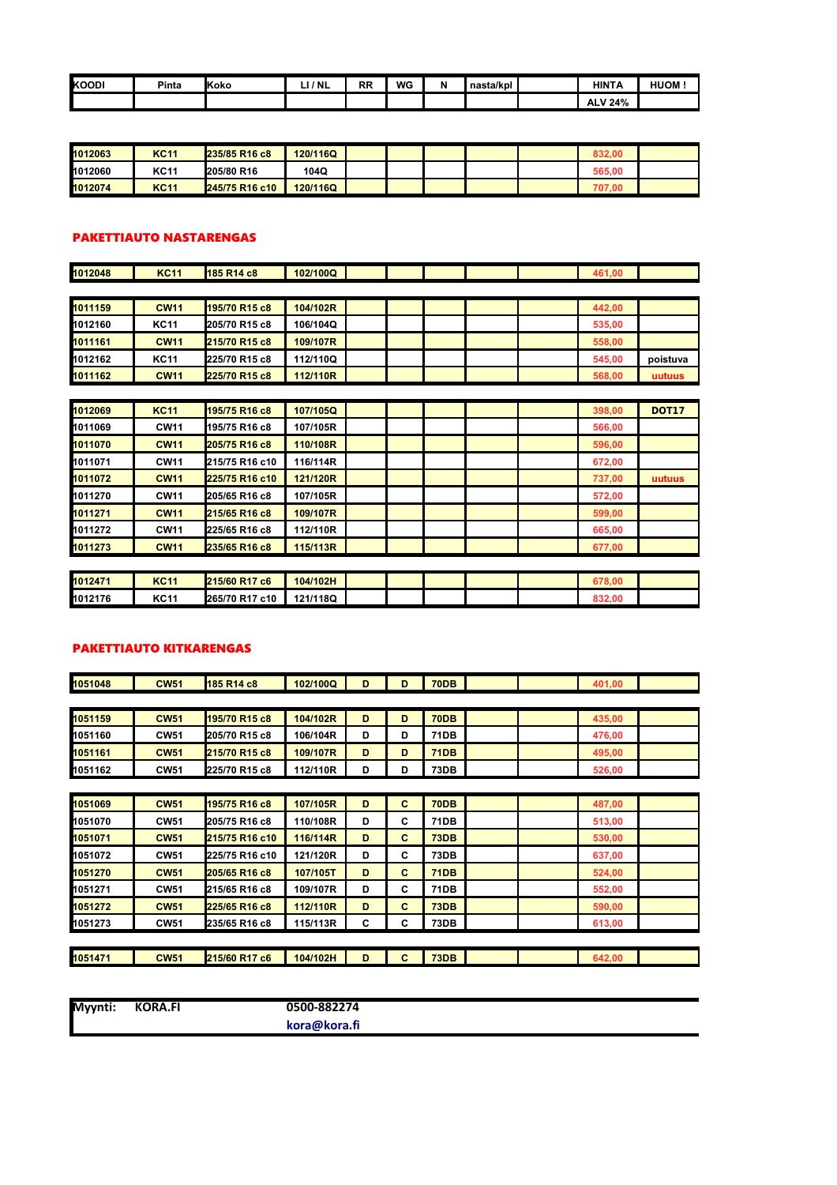| KOODI | Pinta | Koko | LI / NL | RR | WG | N | nasta/kpl | | HINTA | HUOM ! |
|---|---|---|---|---|---|---|---|---|---|---|
| | | | | | | | | | ALV 24% | |

| | | | | | | | | | | |
|---|---|---|---|---|---|---|---|---|---|---|
| 1012063 | KC11 | 235/85 R16 c8 | 120/116Q | | | | | | 832,00 | |
| 1012060 | KC11 | 205/80 R16 | 104Q | | | | | | 565,00 | |
| 1012074 | KC11 | 245/75 R16 c10 | 120/116Q | | | | | | 707,00 | |

## PAKETTIAUTO NASTARENGAS

| | | | | | | | | | | |
|---|---|---|---|---|---|---|---|---|---|---|
| 1012048 | KC11 | 185 R14 c8 | 102/100Q | | | | | | 461,00 | |
| 1011159 | CW11 | 195/70 R15 c8 | 104/102R | | | | | | 442,00 | |
| 1012160 | KC11 | 205/70 R15 c8 | 106/104Q | | | | | | 535,00 | |
| 1011161 | CW11 | 215/70 R15 c8 | 109/107R | | | | | | 558,00 | |
| 1012162 | KC11 | 225/70 R15 c8 | 112/110Q | | | | | | 545,00 | poistuva |
| 1011162 | CW11 | 225/70 R15 c8 | 112/110R | | | | | | 568,00 | uutuus |
| 1012069 | KC11 | 195/75 R16 c8 | 107/105Q | | | | | | 398,00 | DOT17 |
| 1011069 | CW11 | 195/75 R16 c8 | 107/105R | | | | | | 566,00 | |
| 1011070 | CW11 | 205/75 R16 c8 | 110/108R | | | | | | 596,00 | |
| 1011071 | CW11 | 215/75 R16 c10 | 116/114R | | | | | | 672,00 | |
| 1011072 | CW11 | 225/75 R16 c10 | 121/120R | | | | | | 737,00 | uutuus |
| 1011270 | CW11 | 205/65 R16 c8 | 107/105R | | | | | | 572,00 | |
| 1011271 | CW11 | 215/65 R16 c8 | 109/107R | | | | | | 599,00 | |
| 1011272 | CW11 | 225/65 R16 c8 | 112/110R | | | | | | 665,00 | |
| 1011273 | CW11 | 235/65 R16 c8 | 115/113R | | | | | | 677,00 | |
| 1012471 | KC11 | 215/60 R17 c6 | 104/102H | | | | | | 678,00 | |
| 1012176 | KC11 | 265/70 R17 c10 | 121/118Q | | | | | | 832,00 | |

## PAKETTIAUTO KITKARENGAS

| | | | | | | | | | | |
|---|---|---|---|---|---|---|---|---|---|---|
| 1051048 | CW51 | 185 R14 c8 | 102/100Q | D | D | 70DB | | | 401,00 | |
| 1051159 | CW51 | 195/70 R15 c8 | 104/102R | D | D | 70DB | | | 435,00 | |
| 1051160 | CW51 | 205/70 R15 c8 | 106/104R | D | D | 71DB | | | 476,00 | |
| 1051161 | CW51 | 215/70 R15 c8 | 109/107R | D | D | 71DB | | | 495,00 | |
| 1051162 | CW51 | 225/70 R15 c8 | 112/110R | D | D | 73DB | | | 526,00 | |
| 1051069 | CW51 | 195/75 R16 c8 | 107/105R | D | C | 70DB | | | 487,00 | |
| 1051070 | CW51 | 205/75 R16 c8 | 110/108R | D | C | 71DB | | | 513,00 | |
| 1051071 | CW51 | 215/75 R16 c10 | 116/114R | D | C | 73DB | | | 530,00 | |
| 1051072 | CW51 | 225/75 R16 c10 | 121/120R | D | C | 73DB | | | 637,00 | |
| 1051270 | CW51 | 205/65 R16 c8 | 107/105T | D | C | 71DB | | | 524,00 | |
| 1051271 | CW51 | 215/65 R16 c8 | 109/107R | D | C | 71DB | | | 552,00 | |
| 1051272 | CW51 | 225/65 R16 c8 | 112/110R | D | C | 73DB | | | 590,00 | |
| 1051273 | CW51 | 235/65 R16 c8 | 115/113R | C | C | 73DB | | | 613,00 | |
| 1051471 | CW51 | 215/60 R17 c6 | 104/102H | D | C | 73DB | | | 642,00 | |

**Myynti:** KORA.FI 0500-882274
kora@kora.fi